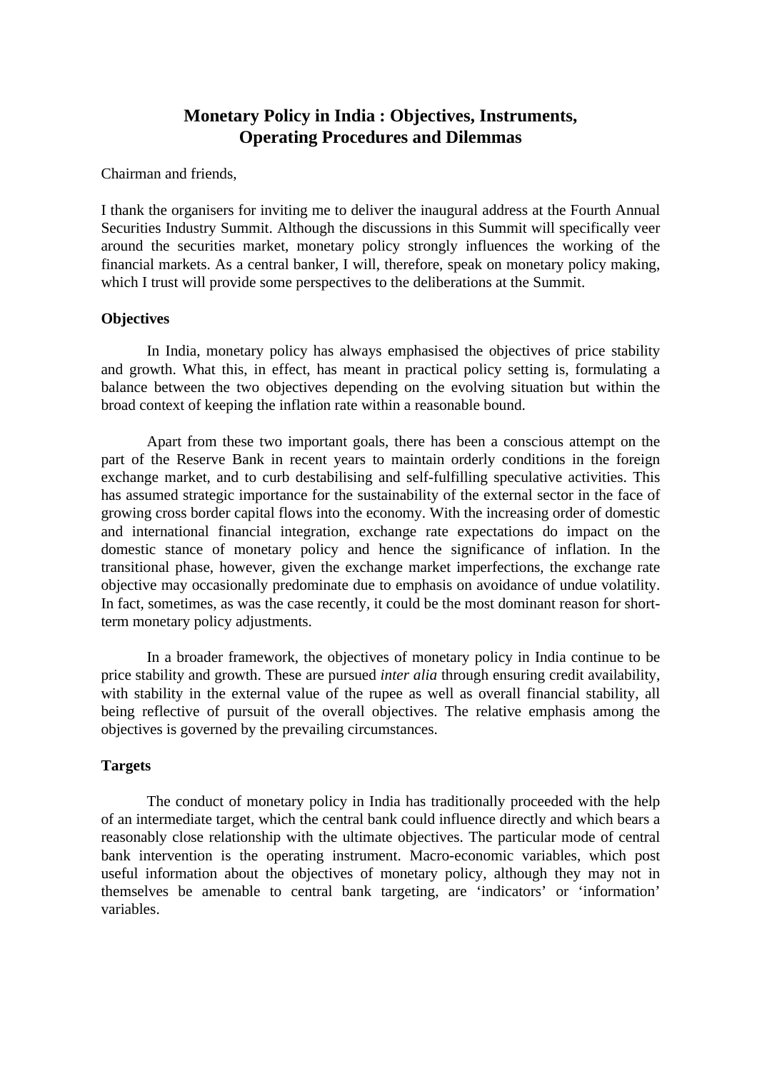# Monetary Policy in India : Objectives, Instruments, Operating Procedures and Dilemmas

Chairman and friends,

I thank the organisers for inviting me to deliver the inaugural address at the Fourth Annual Securities Industry Summit. Although the discussions in this Summit will specifically veer around the securities market, monetary policy strongly influences the working of the financial markets. As a central banker, I will, therefore, speak on monetary policy making, which I trust will provide some perspectives to the deliberations at the Summit.

### Objectives

In India, monetary policy has always emphasised the objectives of price stability and growth. What this, in effect, has meant in practical policy setting is, formulating a balance between the two objectives depending on the evolving situation but within the broad context of keeping the inflation rate within a reasonable bound.

Apart from these two important goals, there has been a conscious attempt on the part of the Reserve Bank in recent years to maintain orderly conditions in the foreign exchange market, and to curb destabilising and self-fulfilling speculative activities. This has assumed strategic importance for the sustainability of the external sector in the face of growing cross border capital flows into the economy. With the increasing order of domestic and international financial integration, exchange rate expectations do impact on the domestic stance of monetary policy and hence the significance of inflation. In the transitional phase, however, given the exchange market imperfections, the exchange rate objective may occasionally predominate due to emphasis on avoidance of undue volatility. In fact, sometimes, as was the case recently, it could be the most dominant reason for short-term monetary policy adjustments.

In a broader framework, the objectives of monetary policy in India continue to be price stability and growth. These are pursued *inter alia* through ensuring credit availability, with stability in the external value of the rupee as well as overall financial stability, all being reflective of pursuit of the overall objectives. The relative emphasis among the objectives is governed by the prevailing circumstances.

### Targets

The conduct of monetary policy in India has traditionally proceeded with the help of an intermediate target, which the central bank could influence directly and which bears a reasonably close relationship with the ultimate objectives. The particular mode of central bank intervention is the operating instrument. Macro-economic variables, which post useful information about the objectives of monetary policy, although they may not in themselves be amenable to central bank targeting, are 'indicators' or 'information' variables.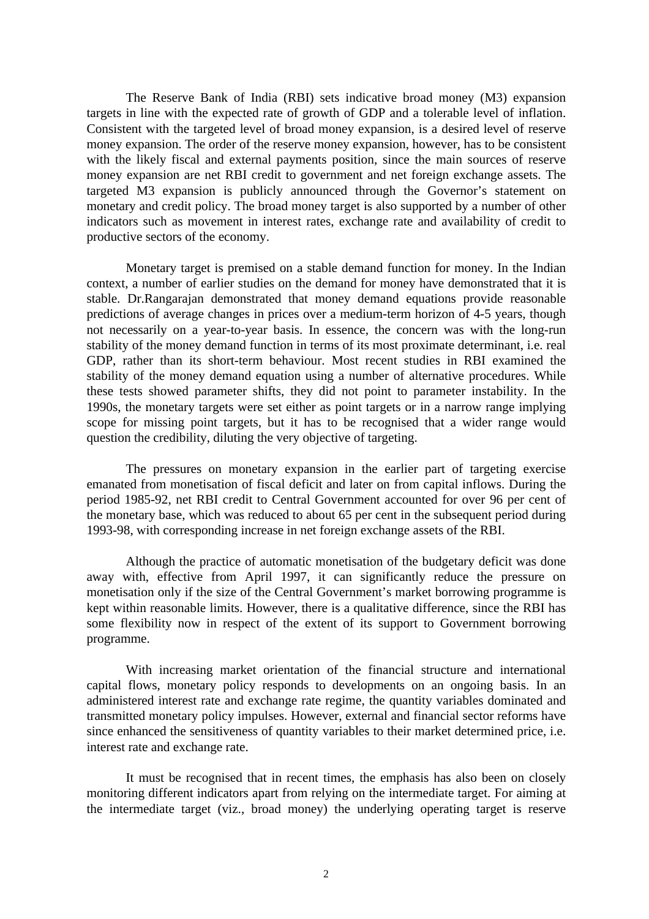The Reserve Bank of India (RBI) sets indicative broad money (M3) expansion targets in line with the expected rate of growth of GDP and a tolerable level of inflation. Consistent with the targeted level of broad money expansion, is a desired level of reserve money expansion. The order of the reserve money expansion, however, has to be consistent with the likely fiscal and external payments position, since the main sources of reserve money expansion are net RBI credit to government and net foreign exchange assets. The targeted M3 expansion is publicly announced through the Governor's statement on monetary and credit policy. The broad money target is also supported by a number of other indicators such as movement in interest rates, exchange rate and availability of credit to productive sectors of the economy.

Monetary target is premised on a stable demand function for money. In the Indian context, a number of earlier studies on the demand for money have demonstrated that it is stable. Dr.Rangarajan demonstrated that money demand equations provide reasonable predictions of average changes in prices over a medium-term horizon of 4-5 years, though not necessarily on a year-to-year basis. In essence, the concern was with the long-run stability of the money demand function in terms of its most proximate determinant, i.e. real GDP, rather than its short-term behaviour. Most recent studies in RBI examined the stability of the money demand equation using a number of alternative procedures. While these tests showed parameter shifts, they did not point to parameter instability. In the 1990s, the monetary targets were set either as point targets or in a narrow range implying scope for missing point targets, but it has to be recognised that a wider range would question the credibility, diluting the very objective of targeting.

The pressures on monetary expansion in the earlier part of targeting exercise emanated from monetisation of fiscal deficit and later on from capital inflows. During the period 1985-92, net RBI credit to Central Government accounted for over 96 per cent of the monetary base, which was reduced to about 65 per cent in the subsequent period during 1993-98, with corresponding increase in net foreign exchange assets of the RBI.

Although the practice of automatic monetisation of the budgetary deficit was done away with, effective from April 1997, it can significantly reduce the pressure on monetisation only if the size of the Central Government's market borrowing programme is kept within reasonable limits. However, there is a qualitative difference, since the RBI has some flexibility now in respect of the extent of its support to Government borrowing programme.

With increasing market orientation of the financial structure and international capital flows, monetary policy responds to developments on an ongoing basis. In an administered interest rate and exchange rate regime, the quantity variables dominated and transmitted monetary policy impulses. However, external and financial sector reforms have since enhanced the sensitiveness of quantity variables to their market determined price, i.e. interest rate and exchange rate.

It must be recognised that in recent times, the emphasis has also been on closely monitoring different indicators apart from relying on the intermediate target. For aiming at the intermediate target (viz., broad money) the underlying operating target is reserve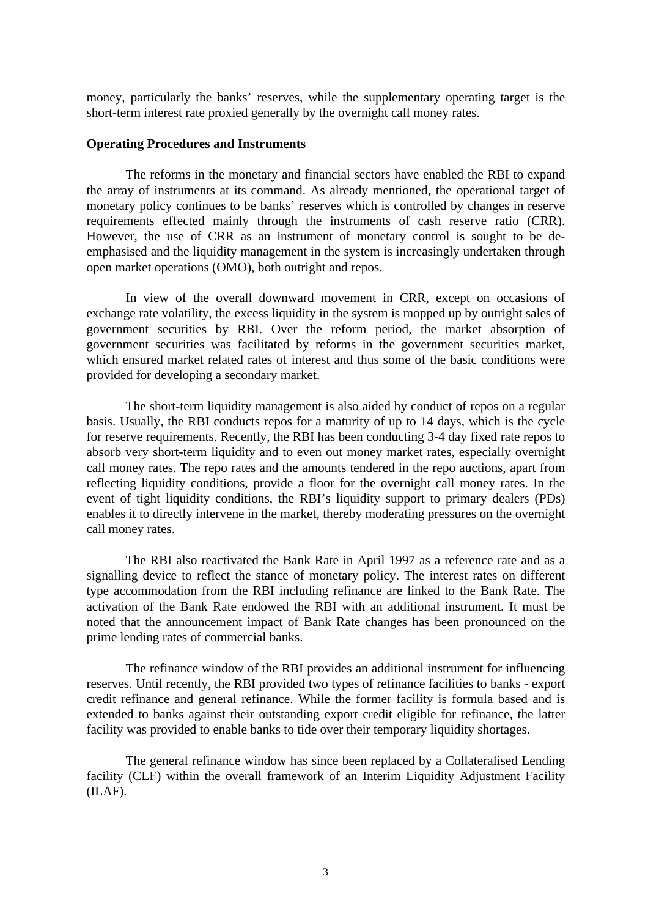money, particularly the banks' reserves, while the supplementary operating target is the short-term interest rate proxied generally by the overnight call money rates.

**Operating Procedures and Instruments**

The reforms in the monetary and financial sectors have enabled the RBI to expand the array of instruments at its command. As already mentioned, the operational target of monetary policy continues to be banks' reserves which is controlled by changes in reserve requirements effected mainly through the instruments of cash reserve ratio (CRR). However, the use of CRR as an instrument of monetary control is sought to be de-emphasised and the liquidity management in the system is increasingly undertaken through open market operations (OMO), both outright and repos.

In view of the overall downward movement in CRR, except on occasions of exchange rate volatility, the excess liquidity in the system is mopped up by outright sales of government securities by RBI. Over the reform period, the market absorption of government securities was facilitated by reforms in the government securities market, which ensured market related rates of interest and thus some of the basic conditions were provided for developing a secondary market.

The short-term liquidity management is also aided by conduct of repos on a regular basis. Usually, the RBI conducts repos for a maturity of up to 14 days, which is the cycle for reserve requirements. Recently, the RBI has been conducting 3-4 day fixed rate repos to absorb very short-term liquidity and to even out money market rates, especially overnight call money rates. The repo rates and the amounts tendered in the repo auctions, apart from reflecting liquidity conditions, provide a floor for the overnight call money rates. In the event of tight liquidity conditions, the RBI's liquidity support to primary dealers (PDs) enables it to directly intervene in the market, thereby moderating pressures on the overnight call money rates.

The RBI also reactivated the Bank Rate in April 1997 as a reference rate and as a signalling device to reflect the stance of monetary policy. The interest rates on different type accommodation from the RBI including refinance are linked to the Bank Rate. The activation of the Bank Rate endowed the RBI with an additional instrument. It must be noted that the announcement impact of Bank Rate changes has been pronounced on the prime lending rates of commercial banks.

The refinance window of the RBI provides an additional instrument for influencing reserves. Until recently, the RBI provided two types of refinance facilities to banks - export credit refinance and general refinance. While the former facility is formula based and is extended to banks against their outstanding export credit eligible for refinance, the latter facility was provided to enable banks to tide over their temporary liquidity shortages.

The general refinance window has since been replaced by a Collateralised Lending facility (CLF) within the overall framework of an Interim Liquidity Adjustment Facility (ILAF).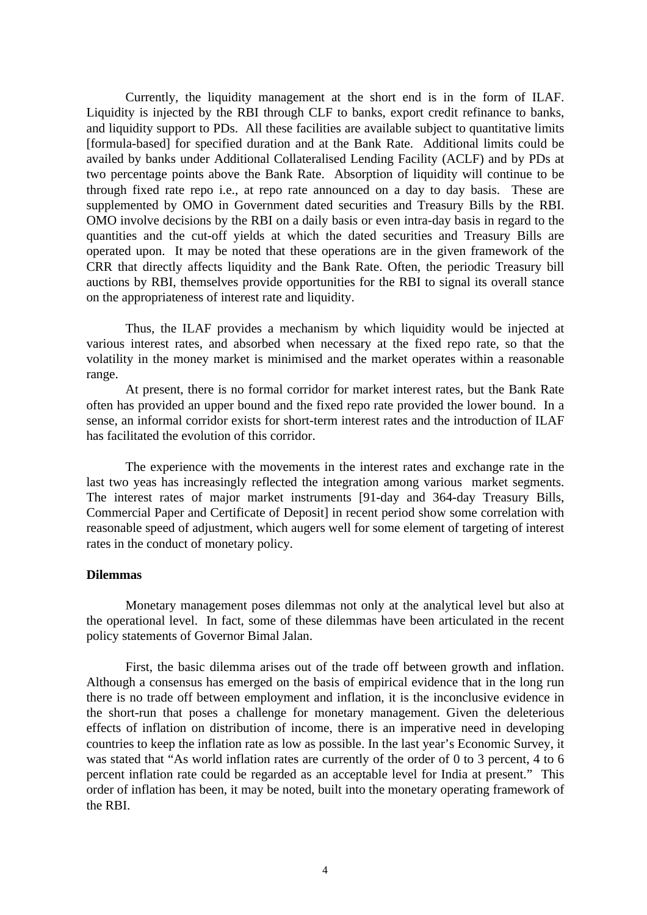Currently, the liquidity management at the short end is in the form of ILAF. Liquidity is injected by the RBI through CLF to banks, export credit refinance to banks, and liquidity support to PDs. All these facilities are available subject to quantitative limits [formula-based] for specified duration and at the Bank Rate. Additional limits could be availed by banks under Additional Collateralised Lending Facility (ACLF) and by PDs at two percentage points above the Bank Rate. Absorption of liquidity will continue to be through fixed rate repo i.e., at repo rate announced on a day to day basis. These are supplemented by OMO in Government dated securities and Treasury Bills by the RBI. OMO involve decisions by the RBI on a daily basis or even intra-day basis in regard to the quantities and the cut-off yields at which the dated securities and Treasury Bills are operated upon. It may be noted that these operations are in the given framework of the CRR that directly affects liquidity and the Bank Rate. Often, the periodic Treasury bill auctions by RBI, themselves provide opportunities for the RBI to signal its overall stance on the appropriateness of interest rate and liquidity.

Thus, the ILAF provides a mechanism by which liquidity would be injected at various interest rates, and absorbed when necessary at the fixed repo rate, so that the volatility in the money market is minimised and the market operates within a reasonable range.

At present, there is no formal corridor for market interest rates, but the Bank Rate often has provided an upper bound and the fixed repo rate provided the lower bound. In a sense, an informal corridor exists for short-term interest rates and the introduction of ILAF has facilitated the evolution of this corridor.

The experience with the movements in the interest rates and exchange rate in the last two yeas has increasingly reflected the integration among various market segments. The interest rates of major market instruments [91-day and 364-day Treasury Bills, Commercial Paper and Certificate of Deposit] in recent period show some correlation with reasonable speed of adjustment, which augers well for some element of targeting of interest rates in the conduct of monetary policy.

**Dilemmas**

Monetary management poses dilemmas not only at the analytical level but also at the operational level. In fact, some of these dilemmas have been articulated in the recent policy statements of Governor Bimal Jalan.

First, the basic dilemma arises out of the trade off between growth and inflation. Although a consensus has emerged on the basis of empirical evidence that in the long run there is no trade off between employment and inflation, it is the inconclusive evidence in the short-run that poses a challenge for monetary management. Given the deleterious effects of inflation on distribution of income, there is an imperative need in developing countries to keep the inflation rate as low as possible. In the last year's Economic Survey, it was stated that "As world inflation rates are currently of the order of 0 to 3 percent, 4 to 6 percent inflation rate could be regarded as an acceptable level for India at present." This order of inflation has been, it may be noted, built into the monetary operating framework of the RBI.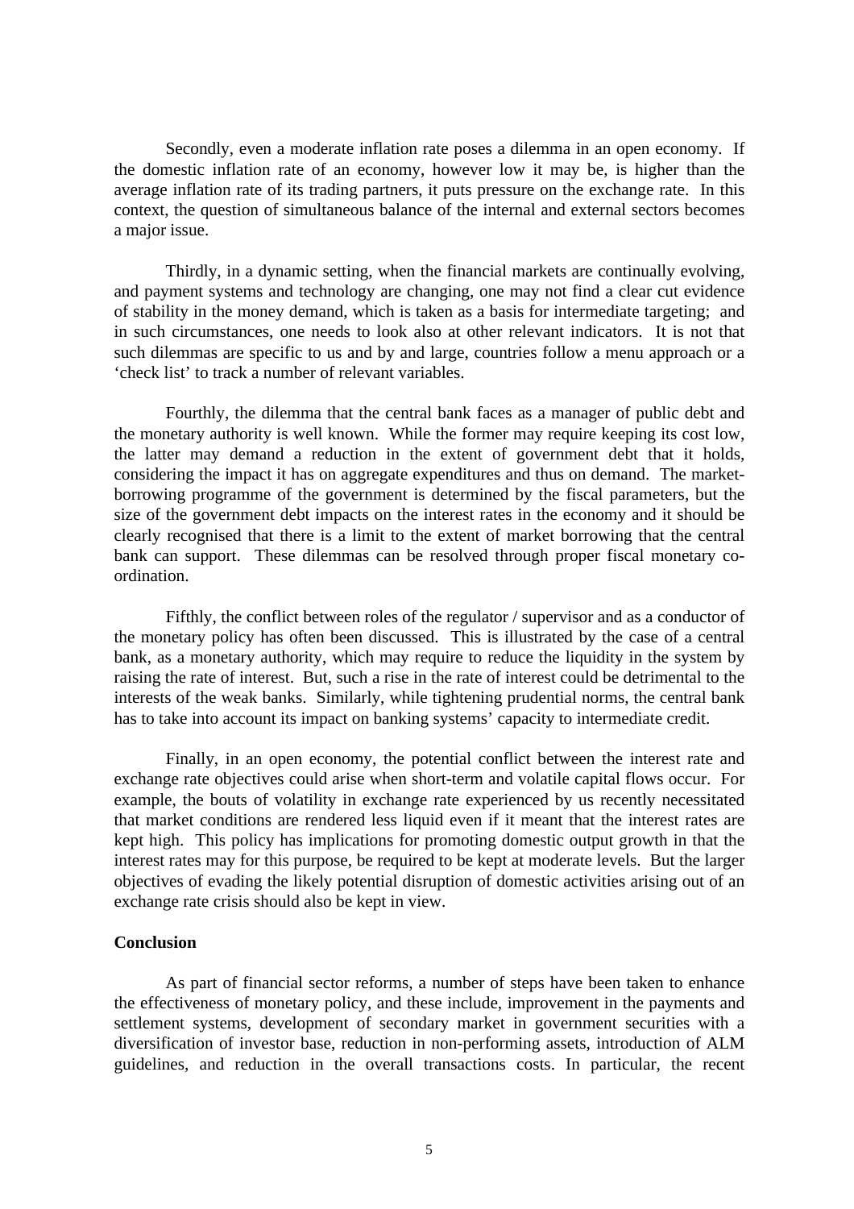Secondly, even a moderate inflation rate poses a dilemma in an open economy. If the domestic inflation rate of an economy, however low it may be, is higher than the average inflation rate of its trading partners, it puts pressure on the exchange rate. In this context, the question of simultaneous balance of the internal and external sectors becomes a major issue.

Thirdly, in a dynamic setting, when the financial markets are continually evolving, and payment systems and technology are changing, one may not find a clear cut evidence of stability in the money demand, which is taken as a basis for intermediate targeting; and in such circumstances, one needs to look also at other relevant indicators. It is not that such dilemmas are specific to us and by and large, countries follow a menu approach or a 'check list' to track a number of relevant variables.

Fourthly, the dilemma that the central bank faces as a manager of public debt and the monetary authority is well known. While the former may require keeping its cost low, the latter may demand a reduction in the extent of government debt that it holds, considering the impact it has on aggregate expenditures and thus on demand. The market-borrowing programme of the government is determined by the fiscal parameters, but the size of the government debt impacts on the interest rates in the economy and it should be clearly recognised that there is a limit to the extent of market borrowing that the central bank can support. These dilemmas can be resolved through proper fiscal monetary co-ordination.

Fifthly, the conflict between roles of the regulator / supervisor and as a conductor of the monetary policy has often been discussed. This is illustrated by the case of a central bank, as a monetary authority, which may require to reduce the liquidity in the system by raising the rate of interest. But, such a rise in the rate of interest could be detrimental to the interests of the weak banks. Similarly, while tightening prudential norms, the central bank has to take into account its impact on banking systems' capacity to intermediate credit.

Finally, in an open economy, the potential conflict between the interest rate and exchange rate objectives could arise when short-term and volatile capital flows occur. For example, the bouts of volatility in exchange rate experienced by us recently necessitated that market conditions are rendered less liquid even if it meant that the interest rates are kept high. This policy has implications for promoting domestic output growth in that the interest rates may for this purpose, be required to be kept at moderate levels. But the larger objectives of evading the likely potential disruption of domestic activities arising out of an exchange rate crisis should also be kept in view.

**Conclusion**

As part of financial sector reforms, a number of steps have been taken to enhance the effectiveness of monetary policy, and these include, improvement in the payments and settlement systems, development of secondary market in government securities with a diversification of investor base, reduction in non-performing assets, introduction of ALM guidelines, and reduction in the overall transactions costs. In particular, the recent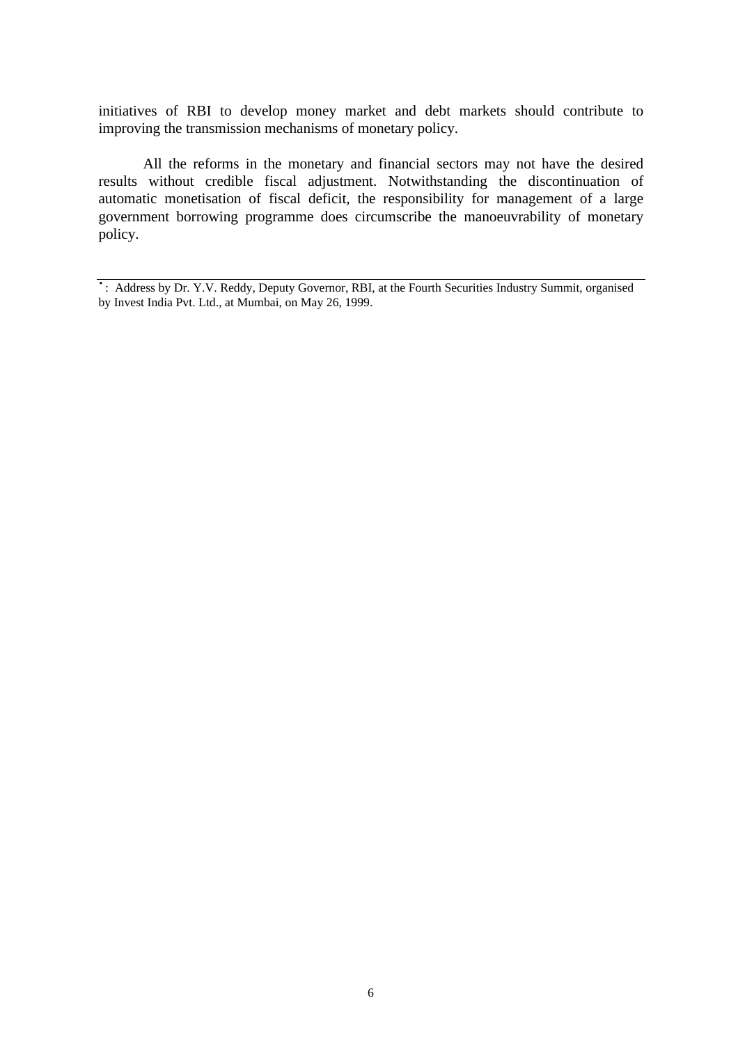initiatives of RBI to develop money market and debt markets should contribute to improving the transmission mechanisms of monetary policy.

All the reforms in the monetary and financial sectors may not have the desired results without credible fiscal adjustment. Notwithstanding the discontinuation of automatic monetisation of fiscal deficit, the responsibility for management of a large government borrowing programme does circumscribe the manoeuvrability of monetary policy.

---

• : Address by Dr. Y.V. Reddy, Deputy Governor, RBI, at the Fourth Securities Industry Summit, organised by Invest India Pvt. Ltd., at Mumbai, on May 26, 1999.